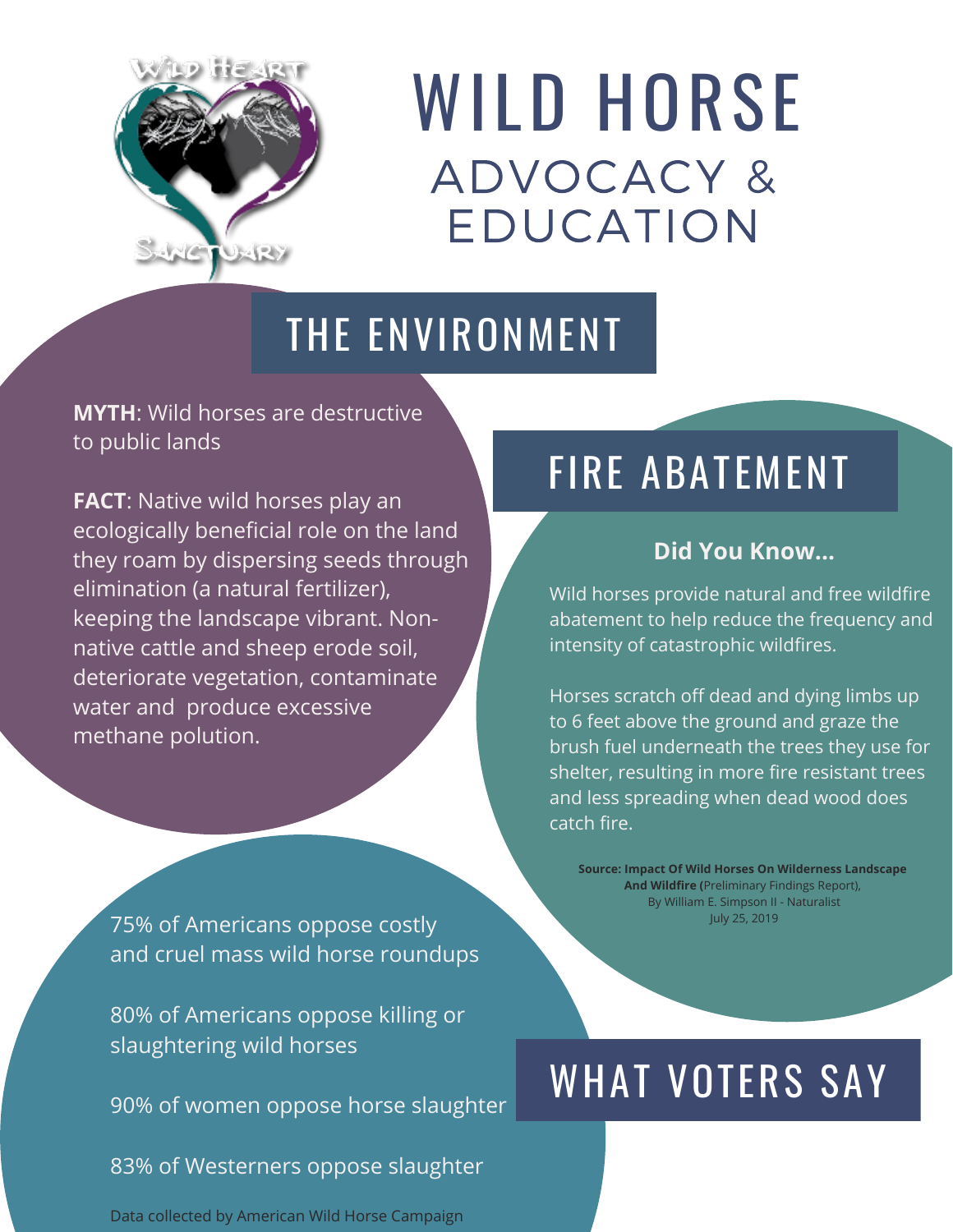Wild Heart Sanctuary

# WILD HORSE

## ADVOCACY & EDUCATION

## THE ENVIRONMENT

**MYTH**: Wild horses are destructive to public lands

**FACT**: Native wild horses play an ecologically beneficial role on the land they roam by dispersing seeds through elimination (a natural fertilizer), keeping the landscape vibrant. Non-native cattle and sheep erode soil, deteriorate vegetation, contaminate water and produce excessive methane polution.

## FIRE ABATEMENT

**Did You Know...**

Wild horses provide natural and free wildfire abatement to help reduce the frequency and intensity of catastrophic wildfires.

Horses scratch off dead and dying limbs up to 6 feet above the ground and graze the brush fuel underneath the trees they use for shelter, resulting in more fire resistant trees and less spreading when dead wood does catch fire.

**Source: Impact Of Wild Horses On Wilderness Landscape And Wildfire (**Preliminary Findings Report), By William E. Simpson II - Naturalist July 25, 2019

## WHAT VOTERS SAY

75% of Americans oppose costly and cruel mass wild horse roundups

80% of Americans oppose killing or slaughtering wild horses

90% of women oppose horse slaughter

83% of Westerners oppose slaughter

Data collected by American Wild Horse Campaign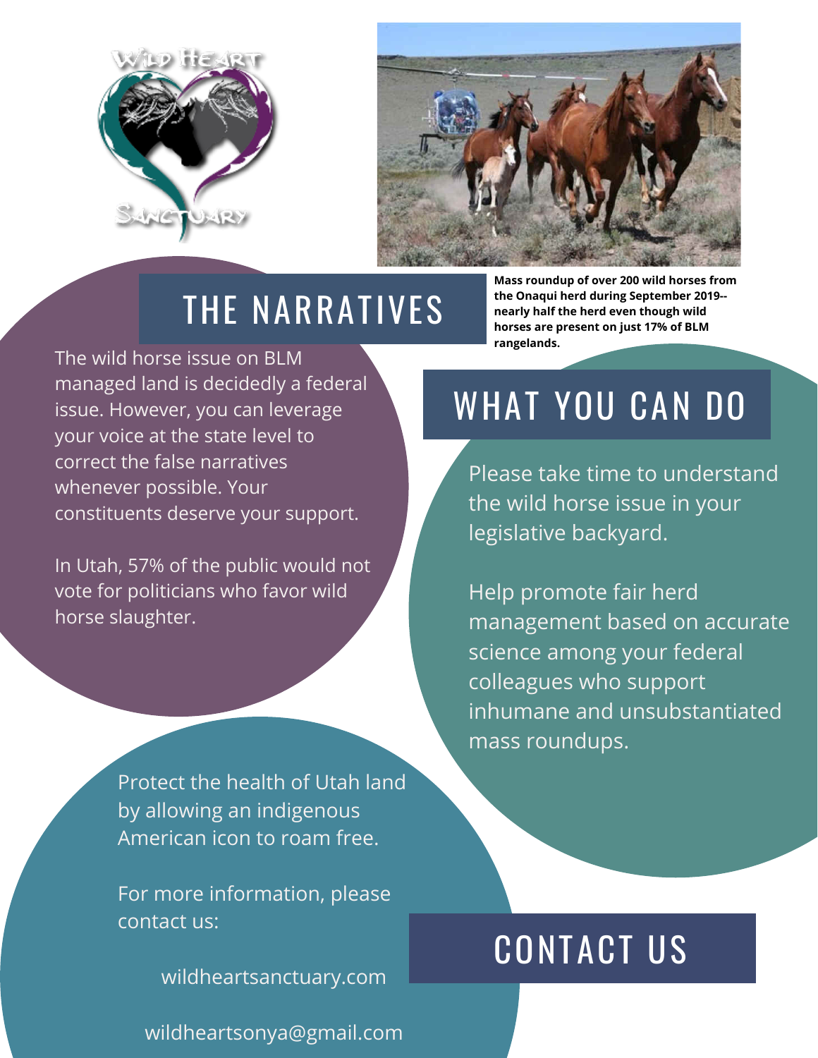Mass roundup of over 200 wild horses from the Onaqui herd during September 2019--nearly half the herd even though wild horses are present on just 17% of BLM rangelands.

## THE NARRATIVES

The wild horse issue on BLM managed land is decidedly a federal issue. However, you can leverage your voice at the state level to correct the false narratives whenever possible. Your constituents deserve your support.

In Utah, 57% of the public would not vote for politicians who favor wild horse slaughter.

## WHAT YOU CAN DO

Please take time to understand the wild horse issue in your legislative backyard.

Help promote fair herd management based on accurate science among your federal colleagues who support inhumane and unsubstantiated mass roundups.

Protect the health of Utah land by allowing an indigenous American icon to roam free.

## CONTACT US

For more information, please contact us:

wildheartsanctuary.com

wildheartsonya@gmail.com